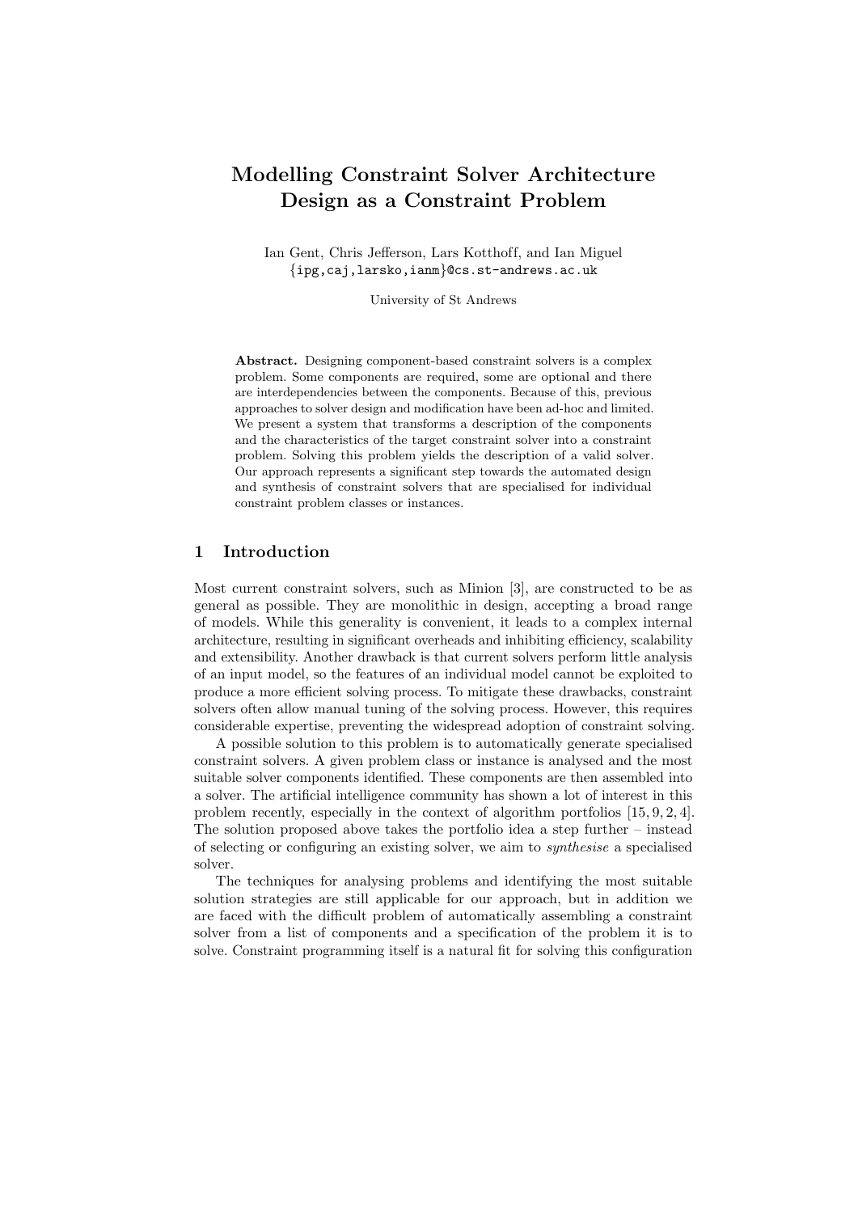# Modelling Constraint Solver Architecture Design as a Constraint Problem

Ian Gent, Chris Jefferson, Lars Kotthoff, and Ian Miguel
{ipg,caj,larsko,ianm}@cs.st-andrews.ac.uk

University of St Andrews

**Abstract.** Designing component-based constraint solvers is a complex problem. Some components are required, some are optional and there are interdependencies between the components. Because of this, previous approaches to solver design and modification have been ad-hoc and limited. We present a system that transforms a description of the components and the characteristics of the target constraint solver into a constraint problem. Solving this problem yields the description of a valid solver. Our approach represents a significant step towards the automated design and synthesis of constraint solvers that are specialised for individual constraint problem classes or instances.

## 1 Introduction

Most current constraint solvers, such as Minion [3], are constructed to be as general as possible. They are monolithic in design, accepting a broad range of models. While this generality is convenient, it leads to a complex internal architecture, resulting in significant overheads and inhibiting efficiency, scalability and extensibility. Another drawback is that current solvers perform little analysis of an input model, so the features of an individual model cannot be exploited to produce a more efficient solving process. To mitigate these drawbacks, constraint solvers often allow manual tuning of the solving process. However, this requires considerable expertise, preventing the widespread adoption of constraint solving.

A possible solution to this problem is to automatically generate specialised constraint solvers. A given problem class or instance is analysed and the most suitable solver components identified. These components are then assembled into a solver. The artificial intelligence community has shown a lot of interest in this problem recently, especially in the context of algorithm portfolios [15, 9, 2, 4]. The solution proposed above takes the portfolio idea a step further – instead of selecting or configuring an existing solver, we aim to *synthesise* a specialised solver.

The techniques for analysing problems and identifying the most suitable solution strategies are still applicable for our approach, but in addition we are faced with the difficult problem of automatically assembling a constraint solver from a list of components and a specification of the problem it is to solve. Constraint programming itself is a natural fit for solving this configuration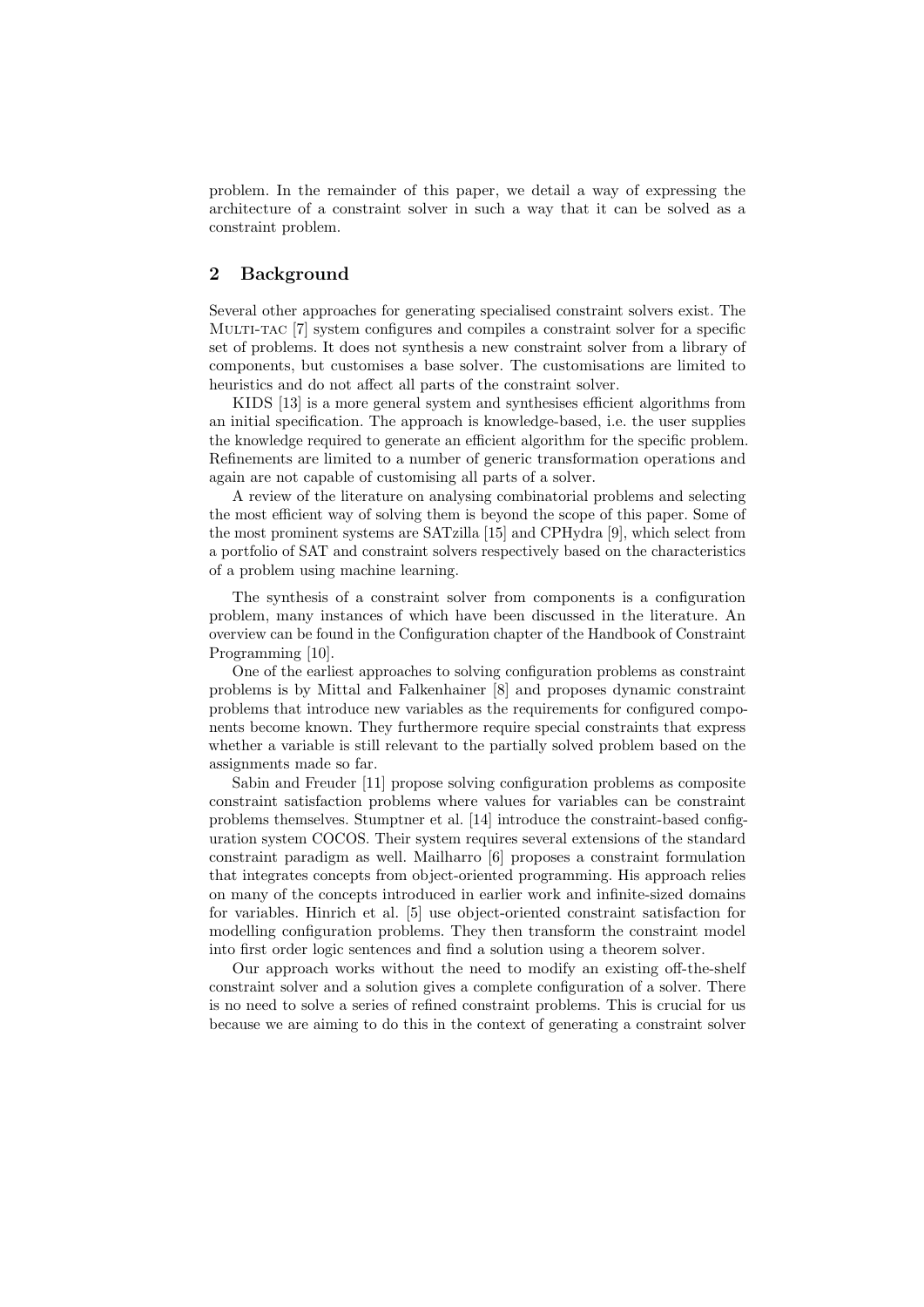problem. In the remainder of this paper, we detail a way of expressing the architecture of a constraint solver in such a way that it can be solved as a constraint problem.

## 2 Background

Several other approaches for generating specialised constraint solvers exist. The Multi-tac [7] system configures and compiles a constraint solver for a specific set of problems. It does not synthesis a new constraint solver from a library of components, but customises a base solver. The customisations are limited to heuristics and do not affect all parts of the constraint solver.

KIDS [13] is a more general system and synthesises efficient algorithms from an initial specification. The approach is knowledge-based, i.e. the user supplies the knowledge required to generate an efficient algorithm for the specific problem. Refinements are limited to a number of generic transformation operations and again are not capable of customising all parts of a solver.

A review of the literature on analysing combinatorial problems and selecting the most efficient way of solving them is beyond the scope of this paper. Some of the most prominent systems are SATzilla [15] and CPHydra [9], which select from a portfolio of SAT and constraint solvers respectively based on the characteristics of a problem using machine learning.

The synthesis of a constraint solver from components is a configuration problem, many instances of which have been discussed in the literature. An overview can be found in the Configuration chapter of the Handbook of Constraint Programming [10].

One of the earliest approaches to solving configuration problems as constraint problems is by Mittal and Falkenhainer [8] and proposes dynamic constraint problems that introduce new variables as the requirements for configured components become known. They furthermore require special constraints that express whether a variable is still relevant to the partially solved problem based on the assignments made so far.

Sabin and Freuder [11] propose solving configuration problems as composite constraint satisfaction problems where values for variables can be constraint problems themselves. Stumptner et al. [14] introduce the constraint-based configuration system COCOS. Their system requires several extensions of the standard constraint paradigm as well. Mailharro [6] proposes a constraint formulation that integrates concepts from object-oriented programming. His approach relies on many of the concepts introduced in earlier work and infinite-sized domains for variables. Hinrich et al. [5] use object-oriented constraint satisfaction for modelling configuration problems. They then transform the constraint model into first order logic sentences and find a solution using a theorem solver.

Our approach works without the need to modify an existing off-the-shelf constraint solver and a solution gives a complete configuration of a solver. There is no need to solve a series of refined constraint problems. This is crucial for us because we are aiming to do this in the context of generating a constraint solver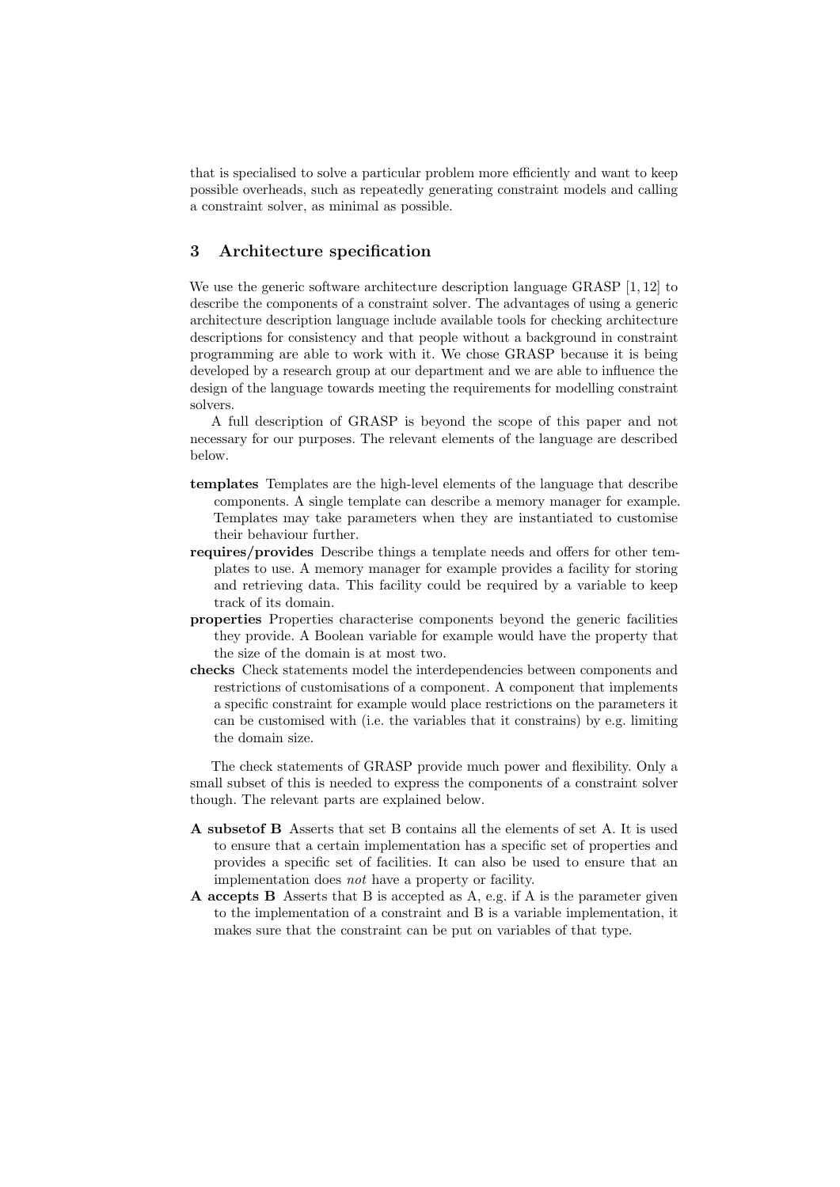that is specialised to solve a particular problem more efficiently and want to keep possible overheads, such as repeatedly generating constraint models and calling a constraint solver, as minimal as possible.

## 3 Architecture specification

We use the generic software architecture description language GRASP [1, 12] to describe the components of a constraint solver. The advantages of using a generic architecture description language include available tools for checking architecture descriptions for consistency and that people without a background in constraint programming are able to work with it. We chose GRASP because it is being developed by a research group at our department and we are able to influence the design of the language towards meeting the requirements for modelling constraint solvers.

A full description of GRASP is beyond the scope of this paper and not necessary for our purposes. The relevant elements of the language are described below.

- **templates** Templates are the high-level elements of the language that describe components. A single template can describe a memory manager for example. Templates may take parameters when they are instantiated to customise their behaviour further.
- **requires/provides** Describe things a template needs and offers for other templates to use. A memory manager for example provides a facility for storing and retrieving data. This facility could be required by a variable to keep track of its domain.
- **properties** Properties characterise components beyond the generic facilities they provide. A Boolean variable for example would have the property that the size of the domain is at most two.
- **checks** Check statements model the interdependencies between components and restrictions of customisations of a component. A component that implements a specific constraint for example would place restrictions on the parameters it can be customised with (i.e. the variables that it constrains) by e.g. limiting the domain size.

The check statements of GRASP provide much power and flexibility. Only a small subset of this is needed to express the components of a constraint solver though. The relevant parts are explained below.

- **A subsetof B** Asserts that set B contains all the elements of set A. It is used to ensure that a certain implementation has a specific set of properties and provides a specific set of facilities. It can also be used to ensure that an implementation does *not* have a property or facility.
- **A accepts B** Asserts that B is accepted as A, e.g. if A is the parameter given to the implementation of a constraint and B is a variable implementation, it makes sure that the constraint can be put on variables of that type.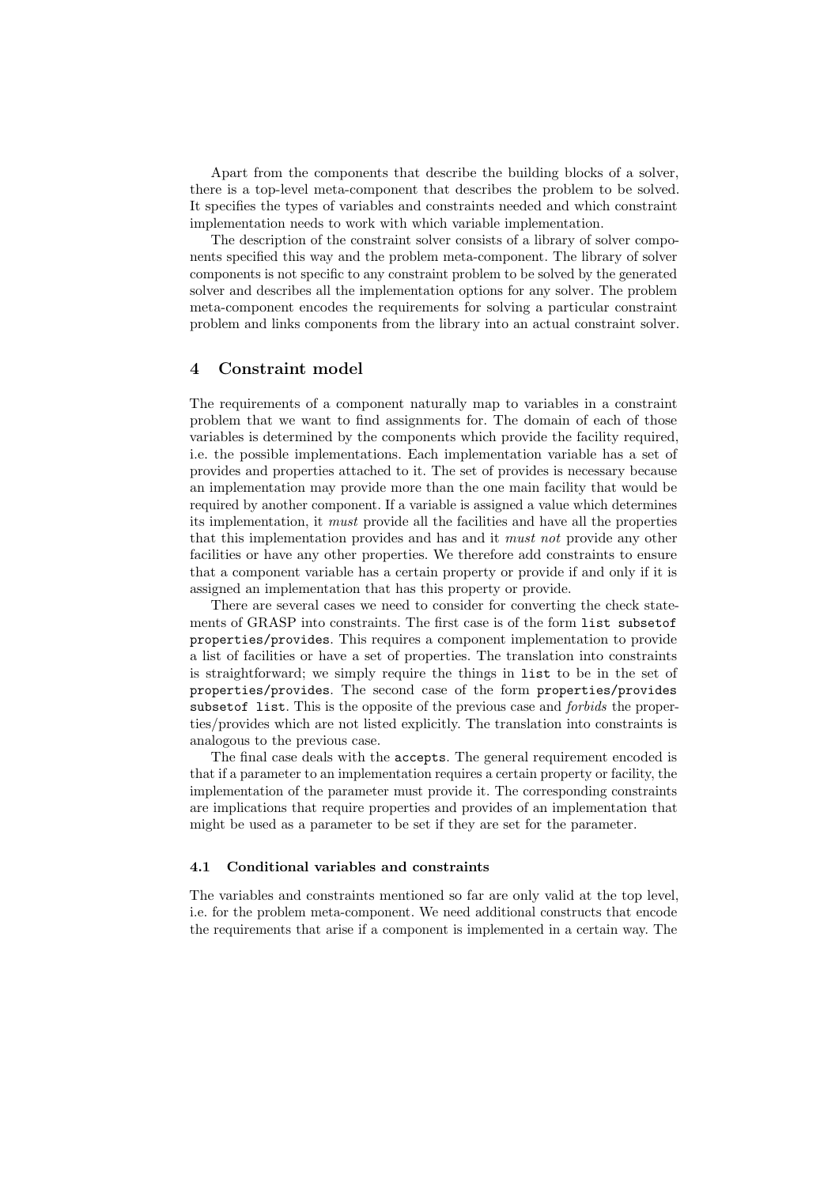Apart from the components that describe the building blocks of a solver, there is a top-level meta-component that describes the problem to be solved. It specifies the types of variables and constraints needed and which constraint implementation needs to work with which variable implementation.

The description of the constraint solver consists of a library of solver components specified this way and the problem meta-component. The library of solver components is not specific to any constraint problem to be solved by the generated solver and describes all the implementation options for any solver. The problem meta-component encodes the requirements for solving a particular constraint problem and links components from the library into an actual constraint solver.

## 4 Constraint model

The requirements of a component naturally map to variables in a constraint problem that we want to find assignments for. The domain of each of those variables is determined by the components which provide the facility required, i.e. the possible implementations. Each implementation variable has a set of provides and properties attached to it. The set of provides is necessary because an implementation may provide more than the one main facility that would be required by another component. If a variable is assigned a value which determines its implementation, it *must* provide all the facilities and have all the properties that this implementation provides and has and it *must not* provide any other facilities or have any other properties. We therefore add constraints to ensure that a component variable has a certain property or provide if and only if it is assigned an implementation that has this property or provide.

There are several cases we need to consider for converting the check statements of GRASP into constraints. The first case is of the form `list subsetof properties/provides`. This requires a component implementation to provide a list of facilities or have a set of properties. The translation into constraints is straightforward; we simply require the things in `list` to be in the set of `properties/provides`. The second case of the form `properties/provides subsetof list`. This is the opposite of the previous case and *forbids* the properties/provides which are not listed explicitly. The translation into constraints is analogous to the previous case.

The final case deals with the `accepts`. The general requirement encoded is that if a parameter to an implementation requires a certain property or facility, the implementation of the parameter must provide it. The corresponding constraints are implications that require properties and provides of an implementation that might be used as a parameter to be set if they are set for the parameter.

### 4.1 Conditional variables and constraints

The variables and constraints mentioned so far are only valid at the top level, i.e. for the problem meta-component. We need additional constructs that encode the requirements that arise if a component is implemented in a certain way. The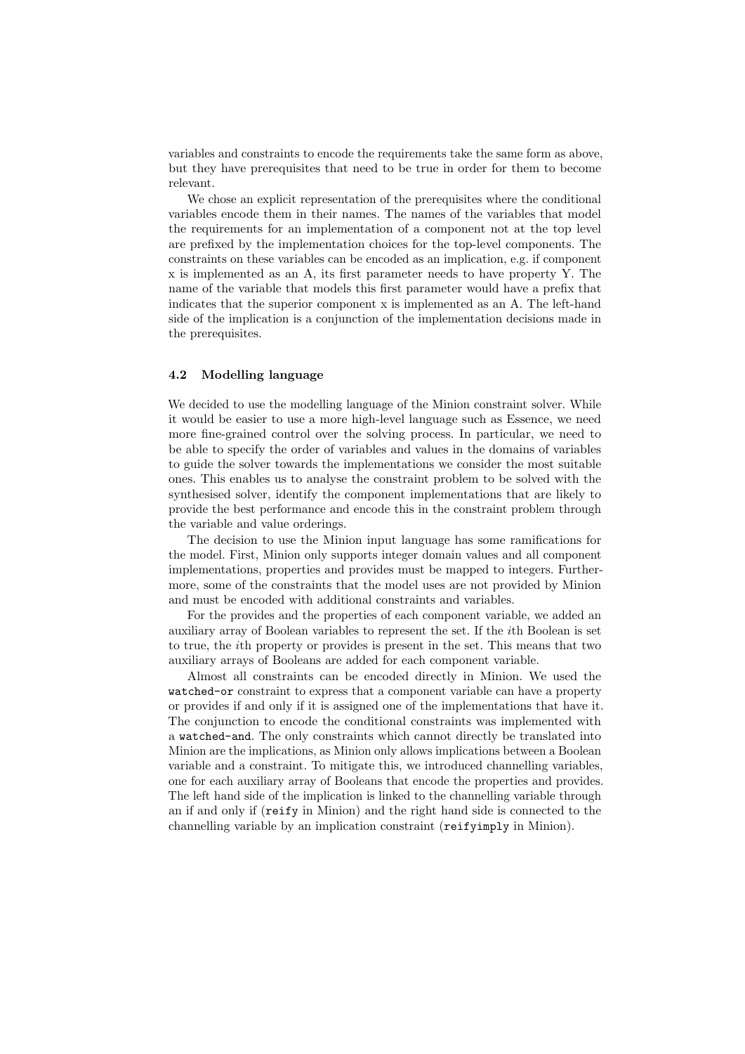variables and constraints to encode the requirements take the same form as above, but they have prerequisites that need to be true in order for them to become relevant.

We chose an explicit representation of the prerequisites where the conditional variables encode them in their names. The names of the variables that model the requirements for an implementation of a component not at the top level are prefixed by the implementation choices for the top-level components. The constraints on these variables can be encoded as an implication, e.g. if component x is implemented as an A, its first parameter needs to have property Y. The name of the variable that models this first parameter would have a prefix that indicates that the superior component x is implemented as an A. The left-hand side of the implication is a conjunction of the implementation decisions made in the prerequisites.

### 4.2 Modelling language

We decided to use the modelling language of the Minion constraint solver. While it would be easier to use a more high-level language such as Essence, we need more fine-grained control over the solving process. In particular, we need to be able to specify the order of variables and values in the domains of variables to guide the solver towards the implementations we consider the most suitable ones. This enables us to analyse the constraint problem to be solved with the synthesised solver, identify the component implementations that are likely to provide the best performance and encode this in the constraint problem through the variable and value orderings.

The decision to use the Minion input language has some ramifications for the model. First, Minion only supports integer domain values and all component implementations, properties and provides must be mapped to integers. Furthermore, some of the constraints that the model uses are not provided by Minion and must be encoded with additional constraints and variables.

For the provides and the properties of each component variable, we added an auxiliary array of Boolean variables to represent the set. If the $i$th Boolean is set to true, the $i$th property or provides is present in the set. This means that two auxiliary arrays of Booleans are added for each component variable.

Almost all constraints can be encoded directly in Minion. We used the `watched-or` constraint to express that a component variable can have a property or provides if and only if it is assigned one of the implementations that have it. The conjunction to encode the conditional constraints was implemented with a `watched-and`. The only constraints which cannot directly be translated into Minion are the implications, as Minion only allows implications between a Boolean variable and a constraint. To mitigate this, we introduced channelling variables, one for each auxiliary array of Booleans that encode the properties and provides. The left hand side of the implication is linked to the channelling variable through an if and only if (`reify` in Minion) and the right hand side is connected to the channelling variable by an implication constraint (`reifyimply` in Minion).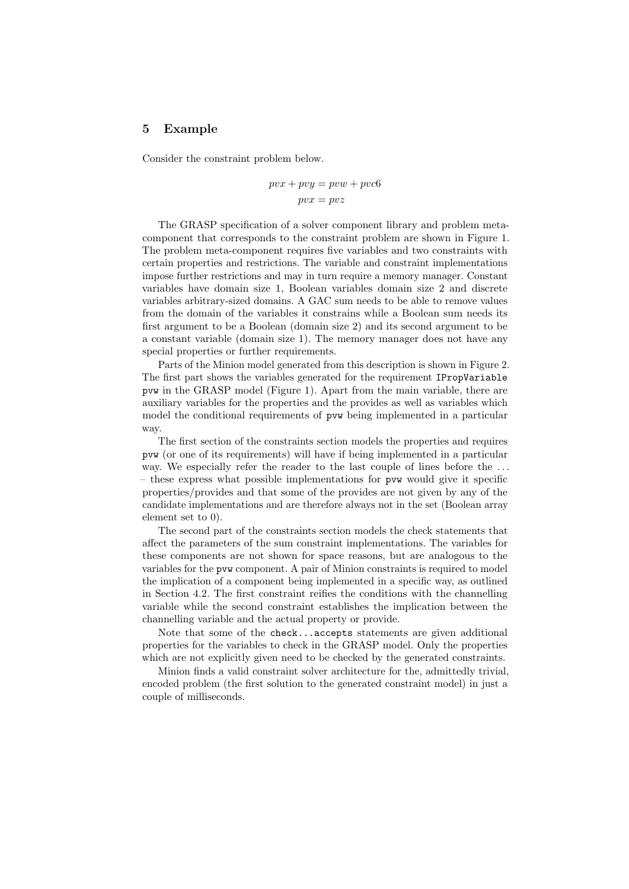## 5 Example

Consider the constraint problem below.

$$pvx + pvy = pvw + pvc6$$
$$pvx = pvz$$

The GRASP specification of a solver component library and problem meta-component that corresponds to the constraint problem are shown in Figure 1. The problem meta-component requires five variables and two constraints with certain properties and restrictions. The variable and constraint implementations impose further restrictions and may in turn require a memory manager. Constant variables have domain size 1, Boolean variables domain size 2 and discrete variables arbitrary-sized domains. A GAC sum needs to be able to remove values from the domain of the variables it constrains while a Boolean sum needs its first argument to be a Boolean (domain size 2) and its second argument to be a constant variable (domain size 1). The memory manager does not have any special properties or further requirements.

Parts of the Minion model generated from this description is shown in Figure 2. The first part shows the variables generated for the requirement `IPropVariable pvw` in the GRASP model (Figure 1). Apart from the main variable, there are auxiliary variables for the properties and the provides as well as variables which model the conditional requirements of `pvw` being implemented in a particular way.

The first section of the constraints section models the properties and requires `pvw` (or one of its requirements) will have if being implemented in a particular way. We especially refer the reader to the last couple of lines before the ... – these express what possible implementations for `pvw` would give it specific properties/provides and that some of the provides are not given by any of the candidate implementations and are therefore always not in the set (Boolean array element set to 0).

The second part of the constraints section models the check statements that affect the parameters of the sum constraint implementations. The variables for these components are not shown for space reasons, but are analogous to the variables for the `pvw` component. A pair of Minion constraints is required to model the implication of a component being implemented in a specific way, as outlined in Section 4.2. The first constraint reifies the conditions with the channelling variable while the second constraint establishes the implication between the channelling variable and the actual property or provide.

Note that some of the `check...accepts` statements are given additional properties for the variables to check in the GRASP model. Only the properties which are not explicitly given need to be checked by the generated constraints.

Minion finds a valid constraint solver architecture for the, admittedly trivial, encoded problem (the first solution to the generated constraint model) in just a couple of milliseconds.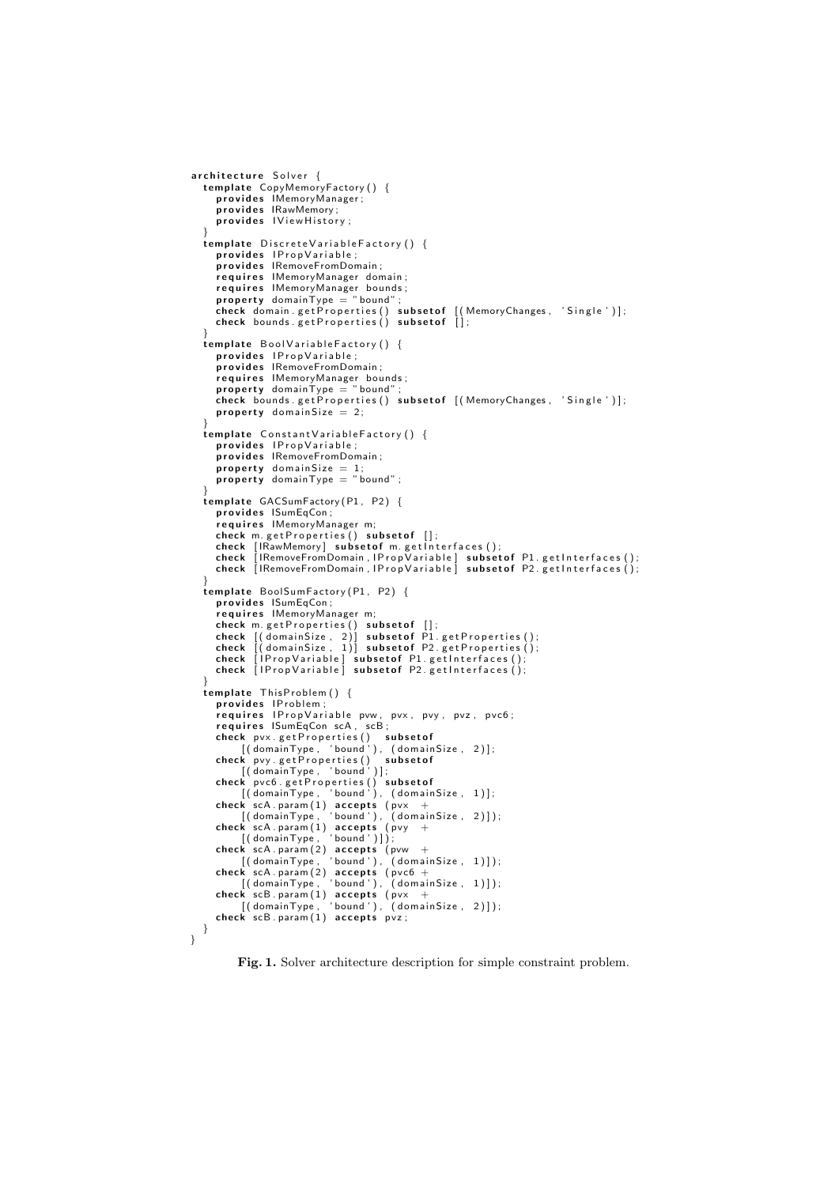```
architecture Solver {
  template CopyMemoryFactory() {
    provides IMemoryManager;
    provides IRawMemory;
    provides IViewHistory;
  }
  template DiscreteVariableFactory() {
    provides IPropVariable;
    provides IRemoveFromDomain;
    requires IMemoryManager domain;
    requires IMemoryManager bounds;
    property domainType = "bound";
    check domain.getProperties() subsetof [(MemoryChanges, 'Single')];
    check bounds.getProperties() subsetof [];
  }
  template BoolVariableFactory() {
    provides IPropVariable;
    provides IRemoveFromDomain;
    requires IMemoryManager bounds;
    property domainType = "bound";
    check bounds.getProperties() subsetof [(MemoryChanges, 'Single')];
    property domainSize = 2;
  }
  template ConstantVariableFactory() {
    provides IPropVariable;
    provides IRemoveFromDomain;
    property domainSize = 1;
    property domainType = "bound";
  }
  template GACSumFactory(P1, P2) {
    provides ISumEqCon;
    requires IMemoryManager m;
    check m.getProperties() subsetof [];
    check [IRawMemory] subsetof m.getInterfaces();
    check [IRemoveFromDomain, IPropVariable] subsetof P1.getInterfaces();
    check [IRemoveFromDomain, IPropVariable] subsetof P2.getInterfaces();
  }
  template BoolSumFactory(P1, P2) {
    provides ISumEqCon;
    requires IMemoryManager m;
    check m.getProperties() subsetof [];
    check [(domainSize, 2)] subsetof P1.getProperties();
    check [(domainSize, 1)] subsetof P2.getProperties();
    check [IPropVariable] subsetof P1.getInterfaces();
    check [IPropVariable] subsetof P2.getInterfaces();
  }
  template ThisProblem() {
    provides IProblem;
    requires IPropVariable pvw, pvx, pvy, pvz, pvc6;
    requires ISumEqCon scA, scB;
    check pvx.getProperties()  subsetof
        [(domainType, 'bound'), (domainSize, 2)];
    check pvy.getProperties()  subsetof
        [(domainType, 'bound')];
    check pvc6.getProperties() subsetof
        [(domainType, 'bound'), (domainSize, 1)];
    check scA.param(1) accepts (pvx  +
        [(domainType, 'bound'), (domainSize, 2)]);
    check scA.param(1) accepts (pvy  +
        [(domainType, 'bound')]);
    check scA.param(2) accepts (pvw  +
        [(domainType, 'bound'), (domainSize, 1)]);
    check scA.param(2) accepts (pvc6 +
        [(domainType, 'bound'), (domainSize, 1)]);
    check scB.param(1) accepts (pvx  +
        [(domainType, 'bound'), (domainSize, 2)]);
    check scB.param(1) accepts pvz;
  }
}
```

**Fig. 1.** Solver architecture description for simple constraint problem.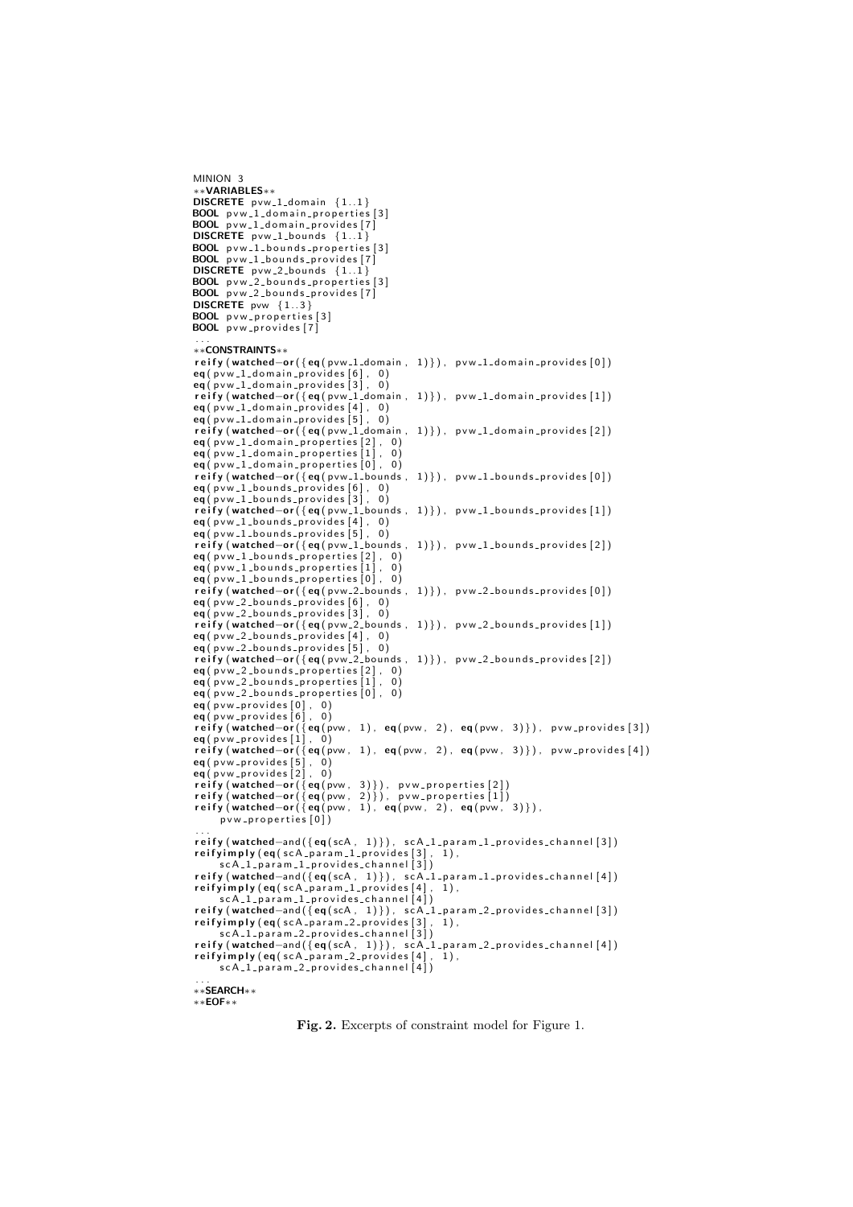```
MINION 3
**VARIABLES**
DISCRETE pvw_1_domain {1..1}
BOOL pvw_1_domain_properties[3]
BOOL pvw_1_domain_provides[7]
DISCRETE pvw_1_bounds {1..1}
BOOL pvw_1_bounds_properties[3]
BOOL pvw_1_bounds_provides[7]
DISCRETE pvw_2_bounds {1..1}
BOOL pvw_2_bounds_properties[3]
BOOL pvw_2_bounds_provides[7]
DISCRETE pvw {1..3}
BOOL pvw_properties[3]
BOOL pvw_provides[7]
...
**CONSTRAINTS**
reify(watched-or({eq(pvw_1_domain, 1)}), pvw_1_domain_provides[0])
eq(pvw_1_domain_provides[6], 0)
eq(pvw_1_domain_provides[3], 0)
reify(watched-or({eq(pvw_1_domain, 1)}), pvw_1_domain_provides[1])
eq(pvw_1_domain_provides[4], 0)
eq(pvw_1_domain_provides[5], 0)
reify(watched-or({eq(pvw_1_domain, 1)}), pvw_1_domain_provides[2])
eq(pvw_1_domain_properties[2], 0)
eq(pvw_1_domain_properties[1], 0)
eq(pvw_1_domain_properties[0], 0)
reify(watched-or({eq(pvw_1_bounds, 1)}), pvw_1_bounds_provides[0])
eq(pvw_1_bounds_provides[6], 0)
eq(pvw_1_bounds_provides[3], 0)
reify(watched-or({eq(pvw_1_bounds, 1)}), pvw_1_bounds_provides[1])
eq(pvw_1_bounds_provides[4], 0)
eq(pvw_1_bounds_provides[5], 0)
reify(watched-or({eq(pvw_1_bounds, 1)}), pvw_1_bounds_provides[2])
eq(pvw_1_bounds_properties[2], 0)
eq(pvw_1_bounds_properties[1], 0)
eq(pvw_1_bounds_properties[0], 0)
reify(watched-or({eq(pvw_2_bounds, 1)}), pvw_2_bounds_provides[0])
eq(pvw_2_bounds_provides[6], 0)
eq(pvw_2_bounds_provides[3], 0)
reify(watched-or({eq(pvw_2_bounds, 1)}), pvw_2_bounds_provides[1])
eq(pvw_2_bounds_provides[4], 0)
eq(pvw_2_bounds_provides[5], 0)
reify(watched-or({eq(pvw_2_bounds, 1)}), pvw_2_bounds_provides[2])
eq(pvw_2_bounds_properties[2], 0)
eq(pvw_2_bounds_properties[1], 0)
eq(pvw_2_bounds_properties[0], 0)
eq(pvw_provides[0], 0)
eq(pvw_provides[6], 0)
reify(watched-or({eq(pvw, 1), eq(pvw, 2), eq(pvw, 3)}), pvw_provides[3])
eq(pvw_provides[1], 0)
reify(watched-or({eq(pvw, 1), eq(pvw, 2), eq(pvw, 3)}), pvw_provides[4])
eq(pvw_provides[5], 0)
eq(pvw_provides[2], 0)
reify(watched-or({eq(pvw, 3)}), pvw_properties[2])
reify(watched-or({eq(pvw, 2)}), pvw_properties[1])
reify(watched-or({eq(pvw, 1), eq(pvw, 2), eq(pvw, 3)}),
    pvw_properties[0])
...
reify(watched-and({eq(scA, 1)}), scA_1_param_1_provides_channel[3])
reifyimply(eq(scA_param_1_provides[3], 1),
    scA_1_param_1_provides_channel[3])
reify(watched-and({eq(scA, 1)}), scA_1_param_1_provides_channel[4])
reifyimply(eq(scA_param_1_provides[4], 1),
    scA_1_param_1_provides_channel[4])
reify(watched-and({eq(scA, 1)}), scA_1_param_2_provides_channel[3])
reifyimply(eq(scA_param_2_provides[3], 1),
    scA_1_param_2_provides_channel[3])
reify(watched-and({eq(scA, 1)}), scA_1_param_2_provides_channel[4])
reifyimply(eq(scA_param_2_provides[4], 1),
    scA_1_param_2_provides_channel[4])
...
**SEARCH**
**EOF**
```

**Fig. 2.** Excerpts of constraint model for Figure 1.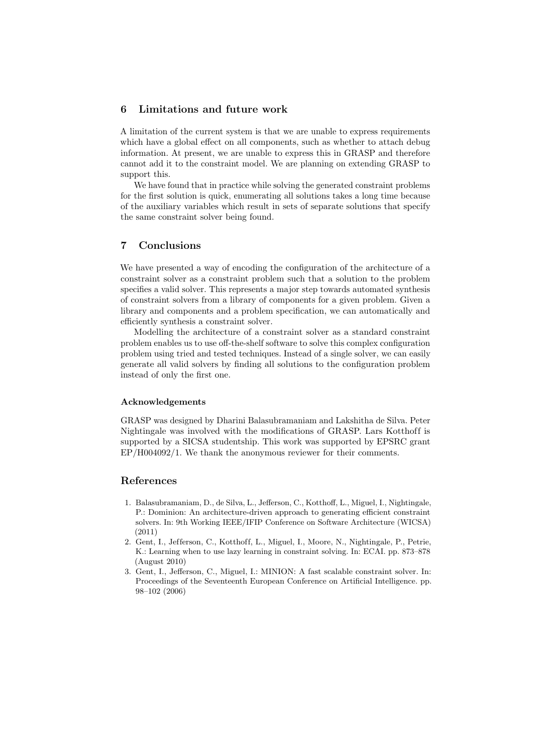## 6 Limitations and future work

A limitation of the current system is that we are unable to express requirements which have a global effect on all components, such as whether to attach debug information. At present, we are unable to express this in GRASP and therefore cannot add it to the constraint model. We are planning on extending GRASP to support this.

We have found that in practice while solving the generated constraint problems for the first solution is quick, enumerating all solutions takes a long time because of the auxiliary variables which result in sets of separate solutions that specify the same constraint solver being found.

## 7 Conclusions

We have presented a way of encoding the configuration of the architecture of a constraint solver as a constraint problem such that a solution to the problem specifies a valid solver. This represents a major step towards automated synthesis of constraint solvers from a library of components for a given problem. Given a library and components and a problem specification, we can automatically and efficiently synthesis a constraint solver.

Modelling the architecture of a constraint solver as a standard constraint problem enables us to use off-the-shelf software to solve this complex configuration problem using tried and tested techniques. Instead of a single solver, we can easily generate all valid solvers by finding all solutions to the configuration problem instead of only the first one.

#### Acknowledgements

GRASP was designed by Dharini Balasubramaniam and Lakshitha de Silva. Peter Nightingale was involved with the modifications of GRASP. Lars Kotthoff is supported by a SICSA studentship. This work was supported by EPSRC grant EP/H004092/1. We thank the anonymous reviewer for their comments.

## References

1. Balasubramaniam, D., de Silva, L., Jefferson, C., Kotthoff, L., Miguel, I., Nightingale, P.: Dominion: An architecture-driven approach to generating efficient constraint solvers. In: 9th Working IEEE/IFIP Conference on Software Architecture (WICSA) (2011)
2. Gent, I., Jefferson, C., Kotthoff, L., Miguel, I., Moore, N., Nightingale, P., Petrie, K.: Learning when to use lazy learning in constraint solving. In: ECAI. pp. 873–878 (August 2010)
3. Gent, I., Jefferson, C., Miguel, I.: MINION: A fast scalable constraint solver. In: Proceedings of the Seventeenth European Conference on Artificial Intelligence. pp. 98–102 (2006)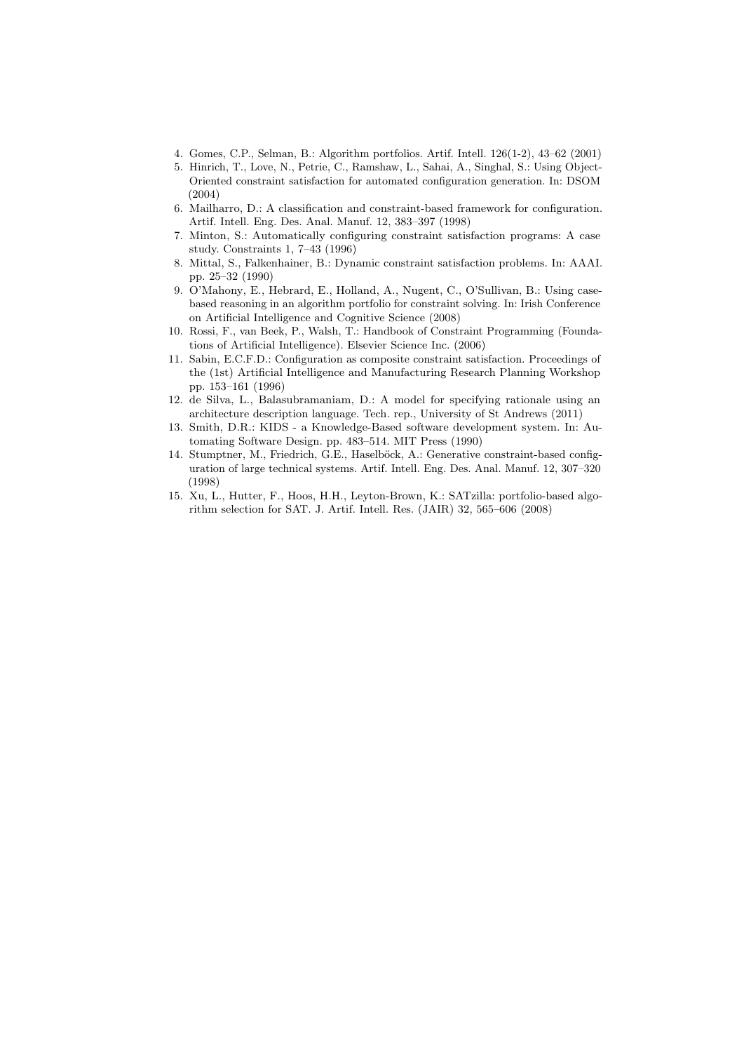4. Gomes, C.P., Selman, B.: Algorithm portfolios. Artif. Intell. 126(1-2), 43–62 (2001)
5. Hinrich, T., Love, N., Petrie, C., Ramshaw, L., Sahai, A., Singhal, S.: Using Object-Oriented constraint satisfaction for automated configuration generation. In: DSOM (2004)
6. Mailharro, D.: A classification and constraint-based framework for configuration. Artif. Intell. Eng. Des. Anal. Manuf. 12, 383–397 (1998)
7. Minton, S.: Automatically configuring constraint satisfaction programs: A case study. Constraints 1, 7–43 (1996)
8. Mittal, S., Falkenhainer, B.: Dynamic constraint satisfaction problems. In: AAAI. pp. 25–32 (1990)
9. O'Mahony, E., Hebrard, E., Holland, A., Nugent, C., O'Sullivan, B.: Using case-based reasoning in an algorithm portfolio for constraint solving. In: Irish Conference on Artificial Intelligence and Cognitive Science (2008)
10. Rossi, F., van Beek, P., Walsh, T.: Handbook of Constraint Programming (Foundations of Artificial Intelligence). Elsevier Science Inc. (2006)
11. Sabin, E.C.F.D.: Configuration as composite constraint satisfaction. Proceedings of the (1st) Artificial Intelligence and Manufacturing Research Planning Workshop pp. 153–161 (1996)
12. de Silva, L., Balasubramaniam, D.: A model for specifying rationale using an architecture description language. Tech. rep., University of St Andrews (2011)
13. Smith, D.R.: KIDS - a Knowledge-Based software development system. In: Automating Software Design. pp. 483–514. MIT Press (1990)
14. Stumptner, M., Friedrich, G.E., Haselböck, A.: Generative constraint-based configuration of large technical systems. Artif. Intell. Eng. Des. Anal. Manuf. 12, 307–320 (1998)
15. Xu, L., Hutter, F., Hoos, H.H., Leyton-Brown, K.: SATzilla: portfolio-based algorithm selection for SAT. J. Artif. Intell. Res. (JAIR) 32, 565–606 (2008)